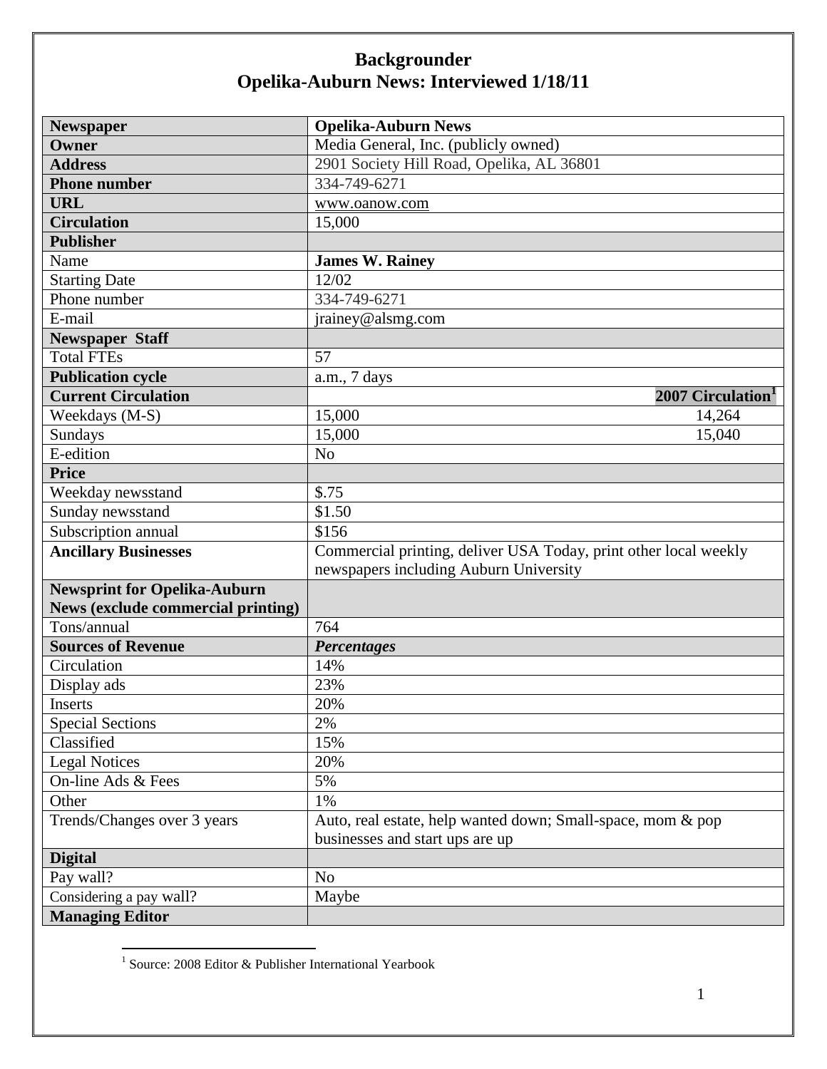# Backgrounder
## Opelika-Auburn News: Interviewed 1/18/11

| | | |
|---|---|---|
| **Newspaper** | **Opelika-Auburn News** | |
| **Owner** | Media General, Inc. (publicly owned) | |
| **Address** | 2901 Society Hill Road, Opelika, AL 36801 | |
| **Phone number** | 334-749-6271 | |
| **URL** | www.oanow.com | |
| **Circulation** | 15,000 | |
| **Publisher** | | |
| Name | **James W. Rainey** | |
| Starting Date | 12/02 | |
| Phone number | 334-749-6271 | |
| E-mail | jrainey@alsmg.com | |
| **Newspaper Staff** | | |
| Total FTEs | 57 | |
| **Publication cycle** | a.m., 7 days | |
| **Current Circulation** | | **2007 Circulation**[1] |
| Weekdays (M-S) | 15,000 | 14,264 |
| Sundays | 15,000 | 15,040 |
| E-edition | No | |
| **Price** | | |
| Weekday newsstand | $.75 | |
| Sunday newsstand | $1.50 | |
| Subscription annual | $156 | |
| **Ancillary Businesses** | Commercial printing, deliver USA Today, print other local weekly newspapers including Auburn University | |
| **Newsprint for Opelika-Auburn News (exclude commercial printing)** | | |
| Tons/annual | 764 | |
| **Sources of Revenue** | ***Percentages*** | |
| Circulation | 14% | |
| Display ads | 23% | |
| Inserts | 20% | |
| Special Sections | 2% | |
| Classified | 15% | |
| Legal Notices | 20% | |
| On-line Ads & Fees | 5% | |
| Other | 1% | |
| Trends/Changes over 3 years | Auto, real estate, help wanted down; Small-space, mom & pop businesses and start ups are up | |
| **Digital** | | |
| Pay wall? | No | |
| Considering a pay wall? | Maybe | |
| **Managing Editor** | | |

[1] Source: 2008 Editor & Publisher International Yearbook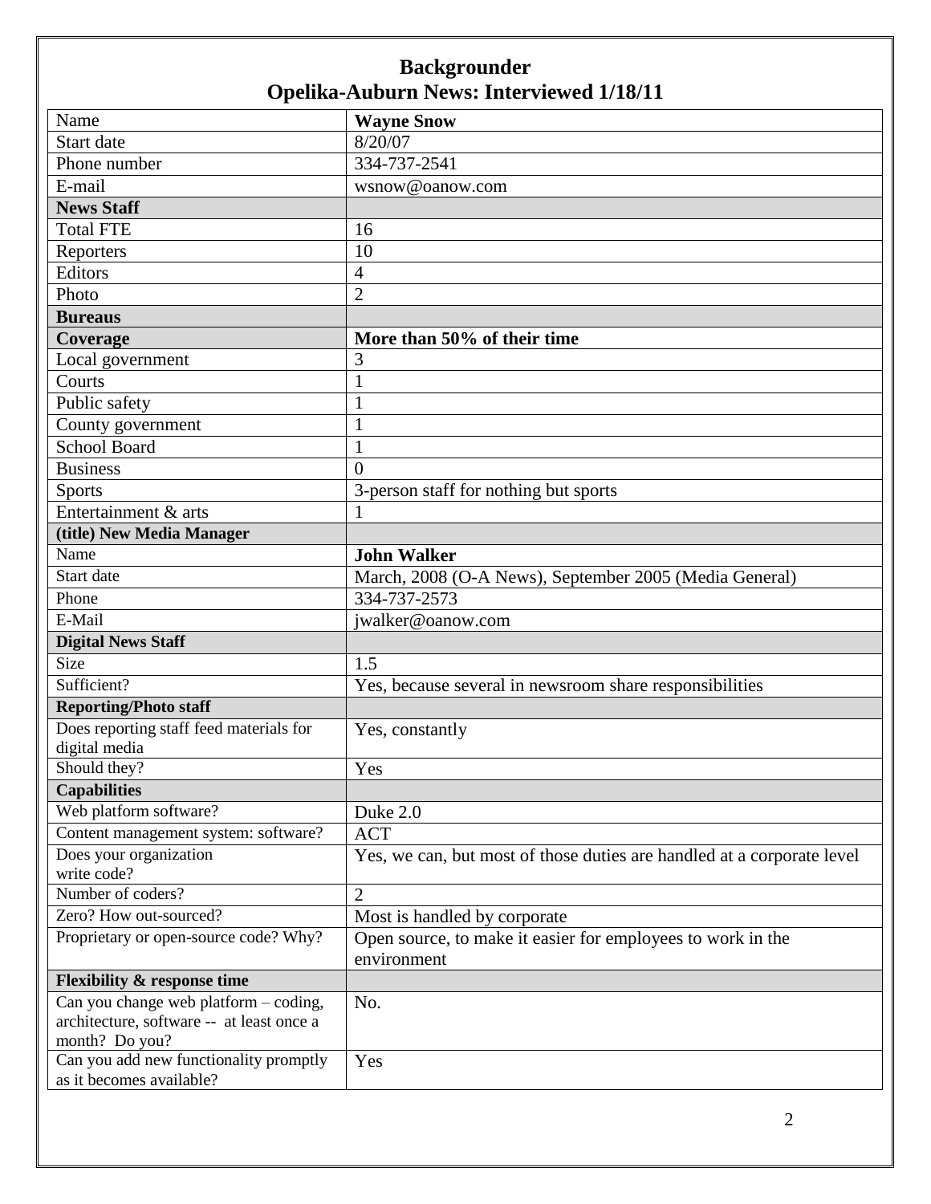# Backgrounder

## Opelika-Auburn News: Interviewed 1/18/11

| | |
|---|---|
| Name | **Wayne Snow** |
| Start date | 8/20/07 |
| Phone number | 334-737-2541 |
| E-mail | wsnow@oanow.com |
| **News Staff** | |
| Total FTE | 16 |
| Reporters | 10 |
| Editors | 4 |
| Photo | 2 |
| **Bureaus** | |
| **Coverage** | **More than 50% of their time** |
| Local government | 3 |
| Courts | 1 |
| Public safety | 1 |
| County government | 1 |
| School Board | 1 |
| Business | 0 |
| Sports | 3-person staff for nothing but sports |
| Entertainment & arts | 1 |
| **(title) New Media Manager** | |
| Name | **John Walker** |
| Start date | March, 2008 (O-A News), September 2005 (Media General) |
| Phone | 334-737-2573 |
| E-Mail | jwalker@oanow.com |
| **Digital News Staff** | |
| Size | 1.5 |
| Sufficient? | Yes, because several in newsroom share responsibilities |
| **Reporting/Photo staff** | |
| Does reporting staff feed materials for digital media | Yes, constantly |
| Should they? | Yes |
| **Capabilities** | |
| Web platform software? | Duke 2.0 |
| Content management system: software? | ACT |
| Does your organization write code? | Yes, we can, but most of those duties are handled at a corporate level |
| Number of coders? | 2 |
| Zero? How out-sourced? | Most is handled by corporate |
| Proprietary or open-source code? Why? | Open source, to make it easier for employees to work in the environment |
| **Flexibility & response time** | |
| Can you change web platform – coding, architecture, software -- at least once a month? Do you? | No. |
| Can you add new functionality promptly as it becomes available? | Yes |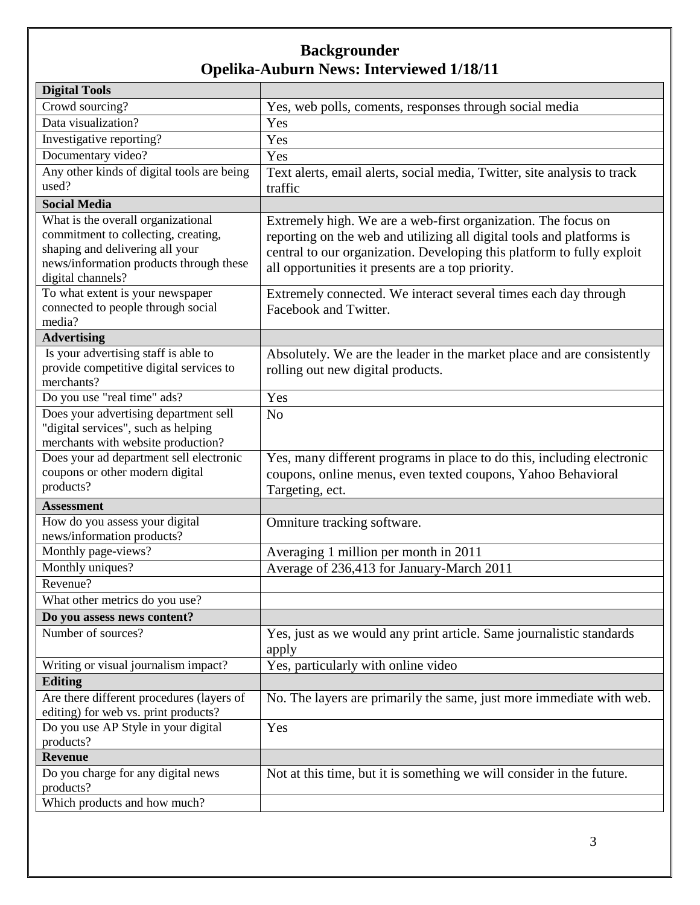# Backgrounder
## Opelika-Auburn News: Interviewed 1/18/11

| | |
|---|---|
| **Digital Tools** | |
| Crowd sourcing? | Yes, web polls, coments, responses through social media |
| Data visualization? | Yes |
| Investigative reporting? | Yes |
| Documentary video? | Yes |
| Any other kinds of digital tools are being used? | Text alerts, email alerts, social media, Twitter, site analysis to track traffic |
| **Social Media** | |
| What is the overall organizational commitment to collecting, creating, shaping and delivering all your news/information products through these digital channels? | Extremely high. We are a web-first organization. The focus on reporting on the web and utilizing all digital tools and platforms is central to our organization. Developing this platform to fully exploit all opportunities it presents are a top priority. |
| To what extent is your newspaper connected to people through social media? | Extremely connected. We interact several times each day through Facebook and Twitter. |
| **Advertising** | |
| Is your advertising staff is able to provide competitive digital services to merchants? | Absolutely. We are the leader in the market place and are consistently rolling out new digital products. |
| Do you use "real time" ads? | Yes |
| Does your advertising department sell "digital services", such as helping merchants with website production? | No |
| Does your ad department sell electronic coupons or other modern digital products? | Yes, many different programs in place to do this, including electronic coupons, online menus, even texted coupons, Yahoo Behavioral Targeting, ect. |
| **Assessment** | |
| How do you assess your digital news/information products? | Omniture tracking software. |
| Monthly page-views? | Averaging 1 million per month in 2011 |
| Monthly uniques? | Average of 236,413 for January-March 2011 |
| Revenue? | |
| What other metrics do you use? | |
| **Do you assess news content?** | |
| Number of sources? | Yes, just as we would any print article. Same journalistic standards apply |
| Writing or visual journalism impact? | Yes, particularly with online video |
| **Editing** | |
| Are there different procedures (layers of editing) for web vs. print products? | No. The layers are primarily the same, just more immediate with web. |
| Do you use AP Style in your digital products? | Yes |
| **Revenue** | |
| Do you charge for any digital news products? | Not at this time, but it is something we will consider in the future. |
| Which products and how much? | |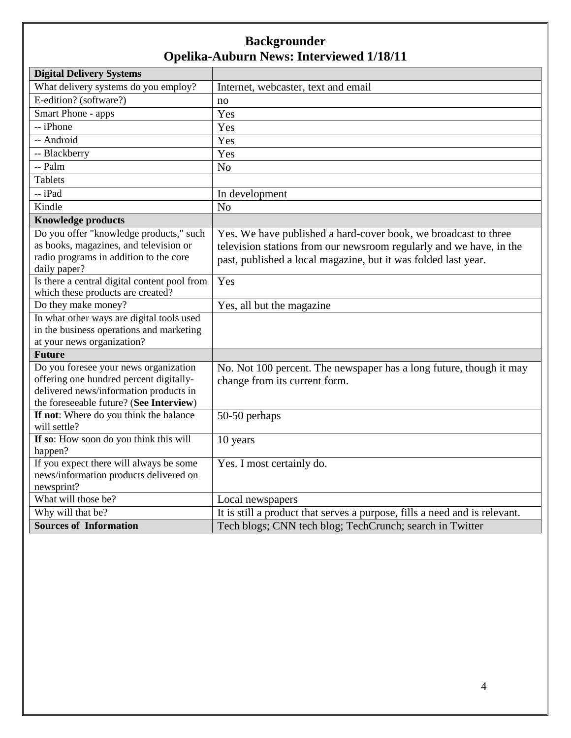# Backgrounder
## Opelika-Auburn News: Interviewed 1/18/11

| | |
|---|---|
| **Digital Delivery Systems** | |
| What delivery systems do you employ? | Internet, webcaster, text and email |
| E-edition? (software?) | no |
| Smart Phone - apps | Yes |
| -- iPhone | Yes |
| -- Android | Yes |
| -- Blackberry | Yes |
| -- Palm | No |
| Tablets | |
| -- iPad | In development |
| Kindle | No |
| **Knowledge products** | |
| Do you offer "knowledge products," such as books, magazines, and television or radio programs in addition to the core daily paper? | Yes. We have published a hard-cover book, we broadcast to three television stations from our newsroom regularly and we have, in the past, published a local magazine, but it was folded last year. |
| Is there a central digital content pool from which these products are created? | Yes |
| Do they make money? | Yes, all but the magazine |
| In what other ways are digital tools used in the business operations and marketing at your news organization? | |
| **Future** | |
| Do you foresee your news organization offering one hundred percent digitally-delivered news/information products in the foreseeable future? (**See Interview**) | No. Not 100 percent. The newspaper has a long future, though it may change from its current form. |
| **If not**: Where do you think the balance will settle? | 50-50 perhaps |
| **If so**: How soon do you think this will happen? | 10 years |
| If you expect there will always be some news/information products delivered on newsprint? | Yes. I most certainly do. |
| What will those be? | Local newspapers |
| Why will that be? | It is still a product that serves a purpose, fills a need and is relevant. |
| **Sources of Information** | Tech blogs; CNN tech blog; TechCrunch; search in Twitter |